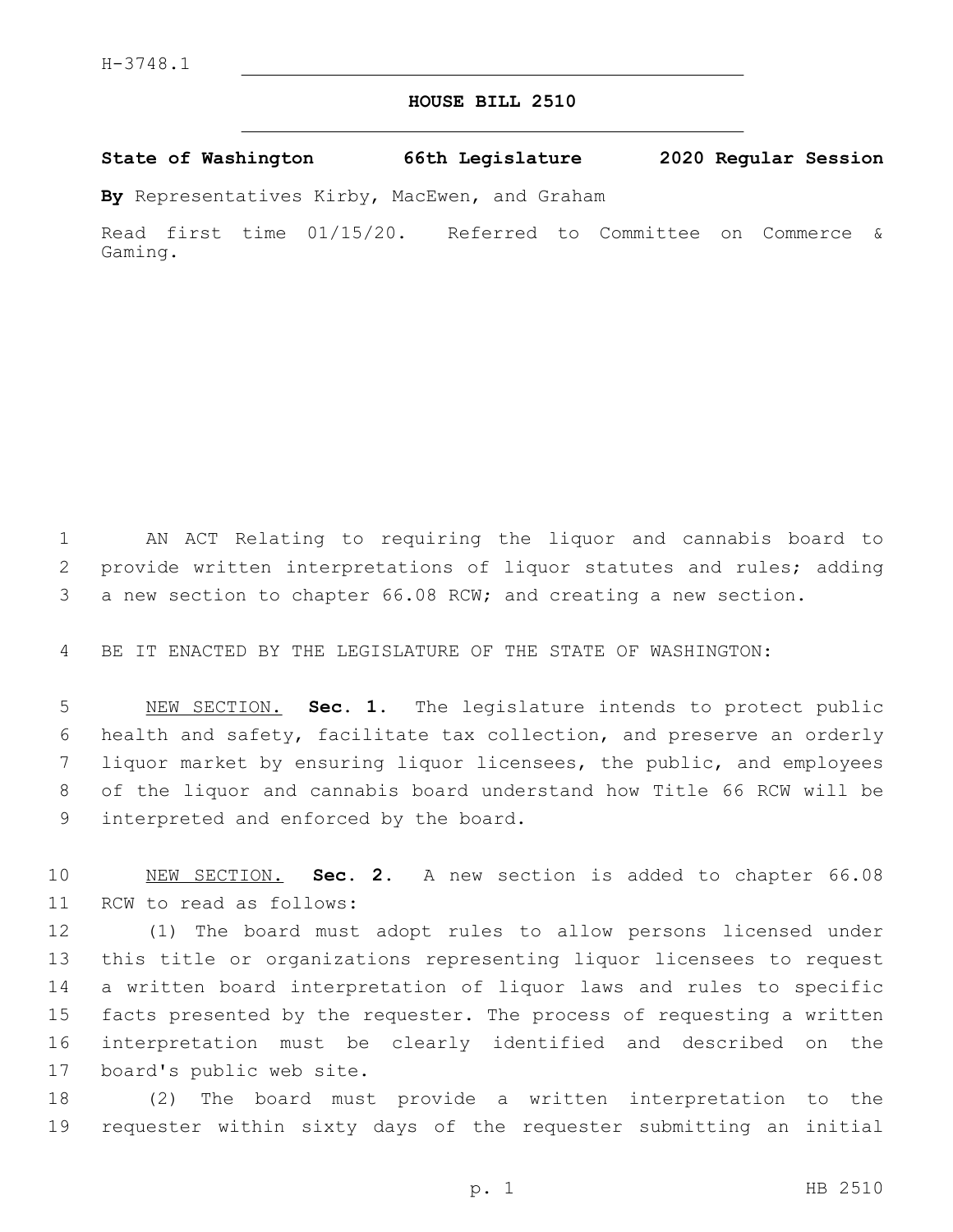H-3748.1

# HOUSE BILL 2510

**State of Washington 66th Legislature 2020 Regular Session**

**By** Representatives Kirby, MacEwen, and Graham

Read first time 01/15/20. Referred to Committee on Commerce & Gaming.

AN ACT Relating to requiring the liquor and cannabis board to provide written interpretations of liquor statutes and rules; adding a new section to chapter 66.08 RCW; and creating a new section.

BE IT ENACTED BY THE LEGISLATURE OF THE STATE OF WASHINGTON:

NEW SECTION. **Sec. 1.** The legislature intends to protect public health and safety, facilitate tax collection, and preserve an orderly liquor market by ensuring liquor licensees, the public, and employees of the liquor and cannabis board understand how Title 66 RCW will be interpreted and enforced by the board.

NEW SECTION. **Sec. 2.** A new section is added to chapter 66.08 RCW to read as follows:

(1) The board must adopt rules to allow persons licensed under this title or organizations representing liquor licensees to request a written board interpretation of liquor laws and rules to specific facts presented by the requester. The process of requesting a written interpretation must be clearly identified and described on the board's public web site.

(2) The board must provide a written interpretation to the requester within sixty days of the requester submitting an initial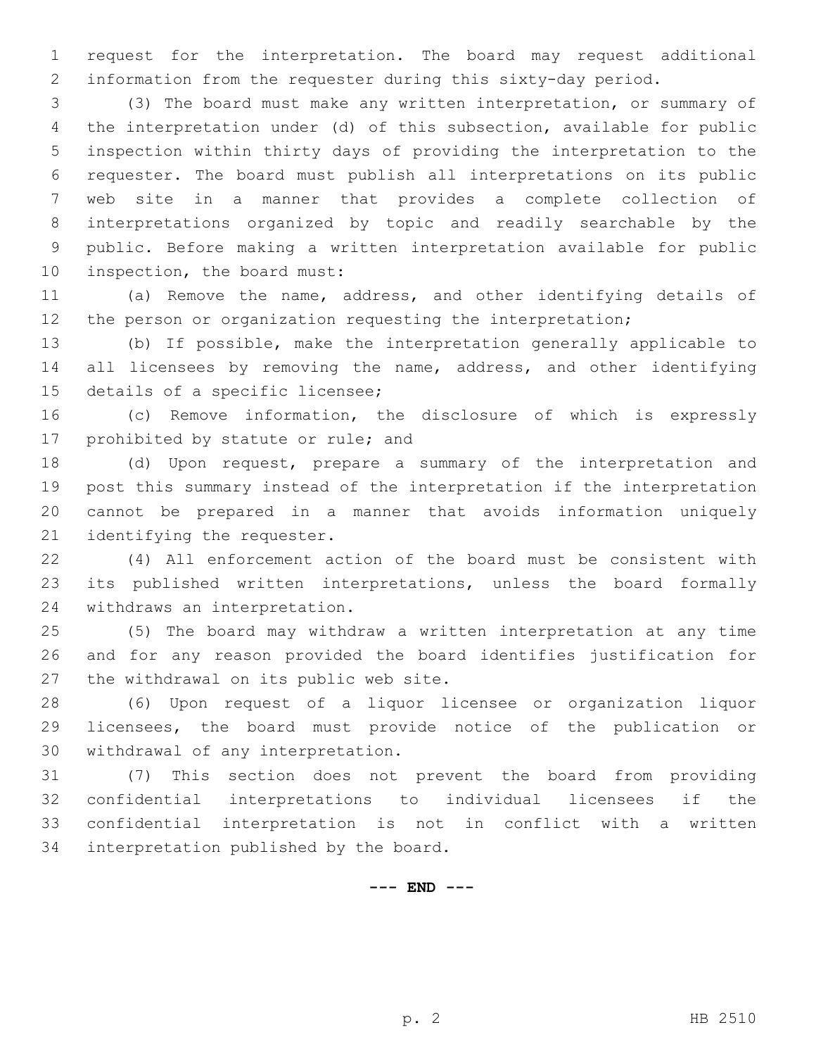request for the interpretation. The board may request additional information from the requester during this sixty-day period.

(3) The board must make any written interpretation, or summary of the interpretation under (d) of this subsection, available for public inspection within thirty days of providing the interpretation to the requester. The board must publish all interpretations on its public web site in a manner that provides a complete collection of interpretations organized by topic and readily searchable by the public. Before making a written interpretation available for public inspection, the board must:

(a) Remove the name, address, and other identifying details of the person or organization requesting the interpretation;

(b) If possible, make the interpretation generally applicable to all licensees by removing the name, address, and other identifying details of a specific licensee;

(c) Remove information, the disclosure of which is expressly prohibited by statute or rule; and

(d) Upon request, prepare a summary of the interpretation and post this summary instead of the interpretation if the interpretation cannot be prepared in a manner that avoids information uniquely identifying the requester.

(4) All enforcement action of the board must be consistent with its published written interpretations, unless the board formally withdraws an interpretation.

(5) The board may withdraw a written interpretation at any time and for any reason provided the board identifies justification for the withdrawal on its public web site.

(6) Upon request of a liquor licensee or organization liquor licensees, the board must provide notice of the publication or withdrawal of any interpretation.

(7) This section does not prevent the board from providing confidential interpretations to individual licensees if the confidential interpretation is not in conflict with a written interpretation published by the board.

**--- END ---**